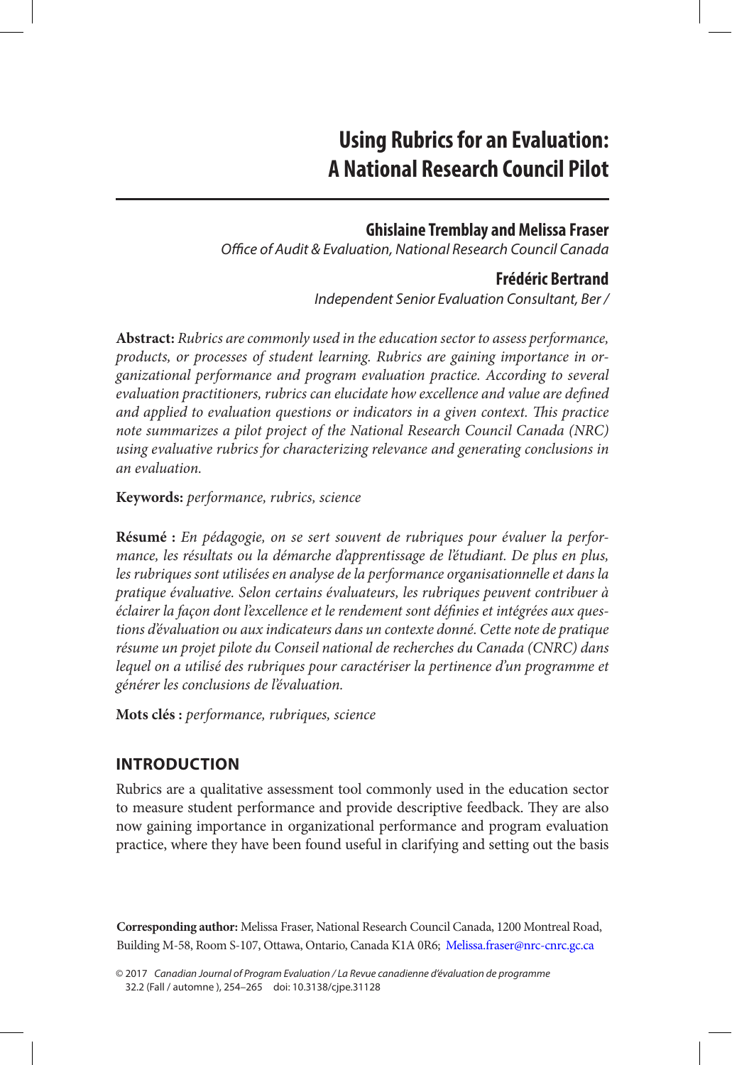# Using Rubrics for an Evaluation: A National Research Council Pilot

**Ghislaine Tremblay and Melissa Fraser**
*Office of Audit & Evaluation, National Research Council Canada*

**Frédéric Bertrand**
*Independent Senior Evaluation Consultant, Ber /*

**Abstract:** *Rubrics are commonly used in the education sector to assess performance, products, or processes of student learning. Rubrics are gaining importance in organizational performance and program evaluation practice. According to several evaluation practitioners, rubrics can elucidate how excellence and value are defined and applied to evaluation questions or indicators in a given context. This practice note summarizes a pilot project of the National Research Council Canada (NRC) using evaluative rubrics for characterizing relevance and generating conclusions in an evaluation.*

**Keywords:** *performance, rubrics, science*

**Résumé :** *En pédagogie, on se sert souvent de rubriques pour évaluer la performance, les résultats ou la démarche d'apprentissage de l'étudiant. De plus en plus, les rubriques sont utilisées en analyse de la performance organisationnelle et dans la pratique évaluative. Selon certains évaluateurs, les rubriques peuvent contribuer à éclairer la façon dont l'excellence et le rendement sont définies et intégrées aux questions d'évaluation ou aux indicateurs dans un contexte donné. Cette note de pratique résume un projet pilote du Conseil national de recherches du Canada (CNRC) dans lequel on a utilisé des rubriques pour caractériser la pertinence d'un programme et générer les conclusions de l'évaluation.*

**Mots clés :** *performance, rubriques, science*

## INTRODUCTION

Rubrics are a qualitative assessment tool commonly used in the education sector to measure student performance and provide descriptive feedback. They are also now gaining importance in organizational performance and program evaluation practice, where they have been found useful in clarifying and setting out the basis

**Corresponding author:** Melissa Fraser, National Research Council Canada, 1200 Montreal Road, Building M-58, Room S-107, Ottawa, Ontario, Canada K1A 0R6; Melissa.fraser@nrc-cnrc.gc.ca

© 2017 *Canadian Journal of Program Evaluation / La Revue canadienne d'évaluation de programme* 32.2 (Fall / automne ), 254–265 doi: 10.3138/cjpe.31128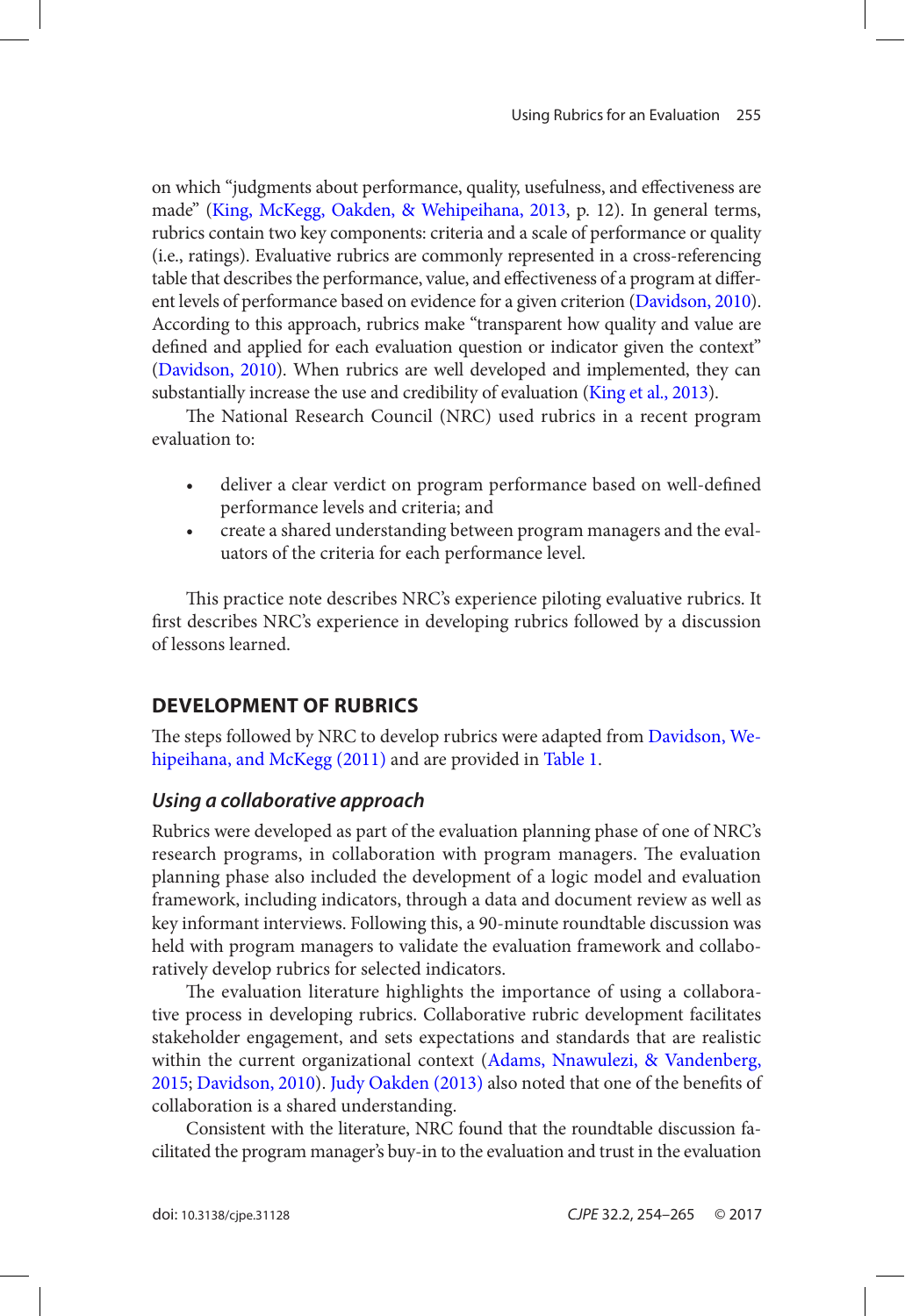on which “judgments about performance, quality, usefulness, and effectiveness are made” (King, McKegg, Oakden, & Wehipeihana, 2013, p. 12). In general terms, rubrics contain two key components: criteria and a scale of performance or quality (i.e., ratings). Evaluative rubrics are commonly represented in a cross-referencing table that describes the performance, value, and effectiveness of a program at different levels of performance based on evidence for a given criterion (Davidson, 2010). According to this approach, rubrics make “transparent how quality and value are defined and applied for each evaluation question or indicator given the context” (Davidson, 2010). When rubrics are well developed and implemented, they can substantially increase the use and credibility of evaluation (King et al., 2013).

The National Research Council (NRC) used rubrics in a recent program evaluation to:

- deliver a clear verdict on program performance based on well-defined performance levels and criteria; and
- create a shared understanding between program managers and the evaluators of the criteria for each performance level.

This practice note describes NRC's experience piloting evaluative rubrics. It first describes NRC's experience in developing rubrics followed by a discussion of lessons learned.

## DEVELOPMENT OF RUBRICS

The steps followed by NRC to develop rubrics were adapted from Davidson, Wehipeihana, and McKegg (2011) and are provided in Table 1.

### *Using a collaborative approach*

Rubrics were developed as part of the evaluation planning phase of one of NRC's research programs, in collaboration with program managers. The evaluation planning phase also included the development of a logic model and evaluation framework, including indicators, through a data and document review as well as key informant interviews. Following this, a 90-minute roundtable discussion was held with program managers to validate the evaluation framework and collaboratively develop rubrics for selected indicators.

The evaluation literature highlights the importance of using a collaborative process in developing rubrics. Collaborative rubric development facilitates stakeholder engagement, and sets expectations and standards that are realistic within the current organizational context (Adams, Nnawulezi, & Vandenberg, 2015; Davidson, 2010). Judy Oakden (2013) also noted that one of the benefits of collaboration is a shared understanding.

Consistent with the literature, NRC found that the roundtable discussion facilitated the program manager's buy-in to the evaluation and trust in the evaluation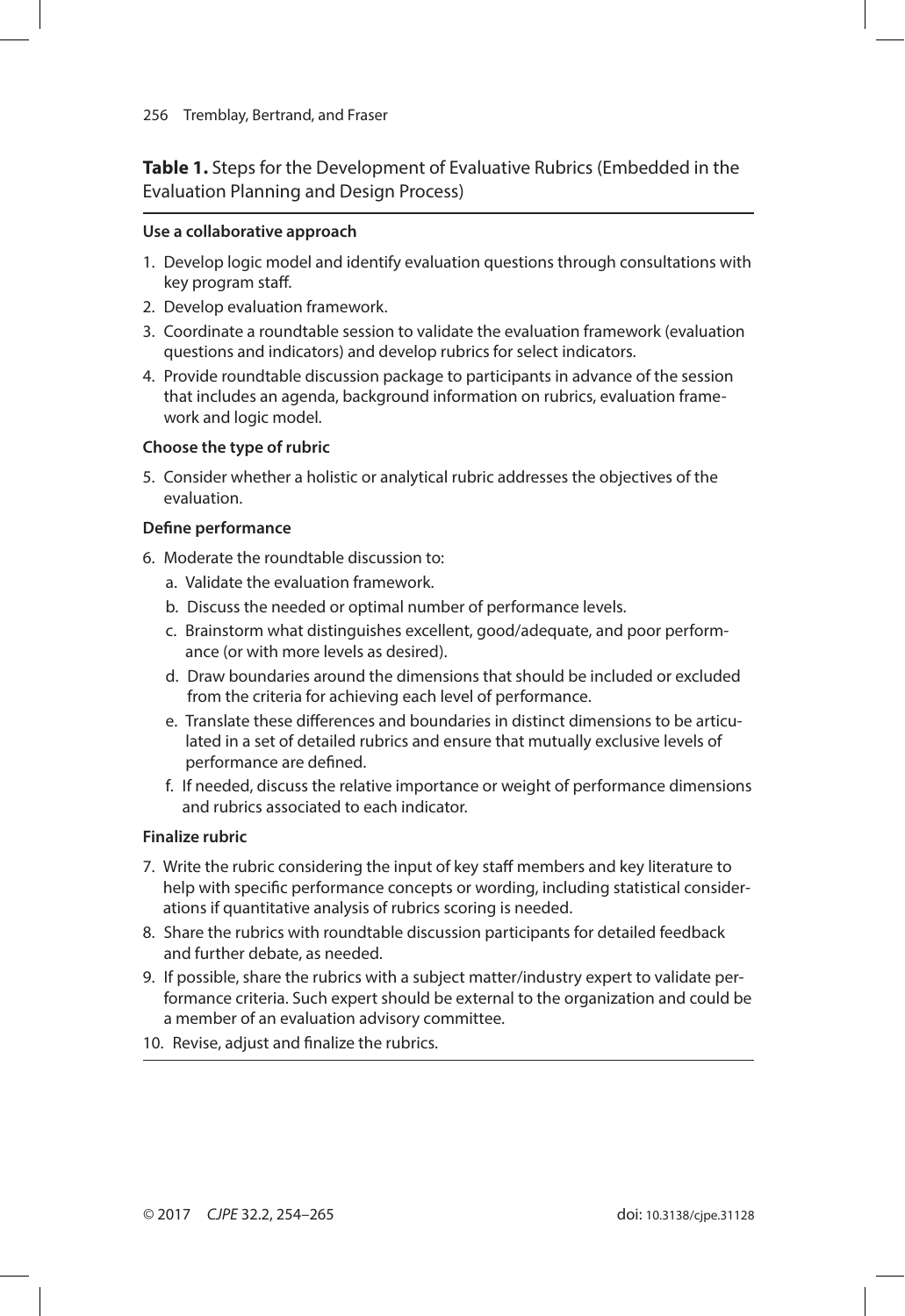**Table 1.** Steps for the Development of Evaluative Rubrics (Embedded in the Evaluation Planning and Design Process)

**Use a collaborative approach**

1. Develop logic model and identify evaluation questions through consultations with key program staff.
2. Develop evaluation framework.
3. Coordinate a roundtable session to validate the evaluation framework (evaluation questions and indicators) and develop rubrics for select indicators.
4. Provide roundtable discussion package to participants in advance of the session that includes an agenda, background information on rubrics, evaluation framework and logic model.

**Choose the type of rubric**

5. Consider whether a holistic or analytical rubric addresses the objectives of the evaluation.

**Define performance**

6. Moderate the roundtable discussion to:
   a. Validate the evaluation framework.
   b. Discuss the needed or optimal number of performance levels.
   c. Brainstorm what distinguishes excellent, good/adequate, and poor performance (or with more levels as desired).
   d. Draw boundaries around the dimensions that should be included or excluded from the criteria for achieving each level of performance.
   e. Translate these differences and boundaries in distinct dimensions to be articulated in a set of detailed rubrics and ensure that mutually exclusive levels of performance are defined.
   f. If needed, discuss the relative importance or weight of performance dimensions and rubrics associated to each indicator.

**Finalize rubric**

7. Write the rubric considering the input of key staff members and key literature to help with specific performance concepts or wording, including statistical considerations if quantitative analysis of rubrics scoring is needed.
8. Share the rubrics with roundtable discussion participants for detailed feedback and further debate, as needed.
9. If possible, share the rubrics with a subject matter/industry expert to validate performance criteria. Such expert should be external to the organization and could be a member of an evaluation advisory committee.
10. Revise, adjust and finalize the rubrics.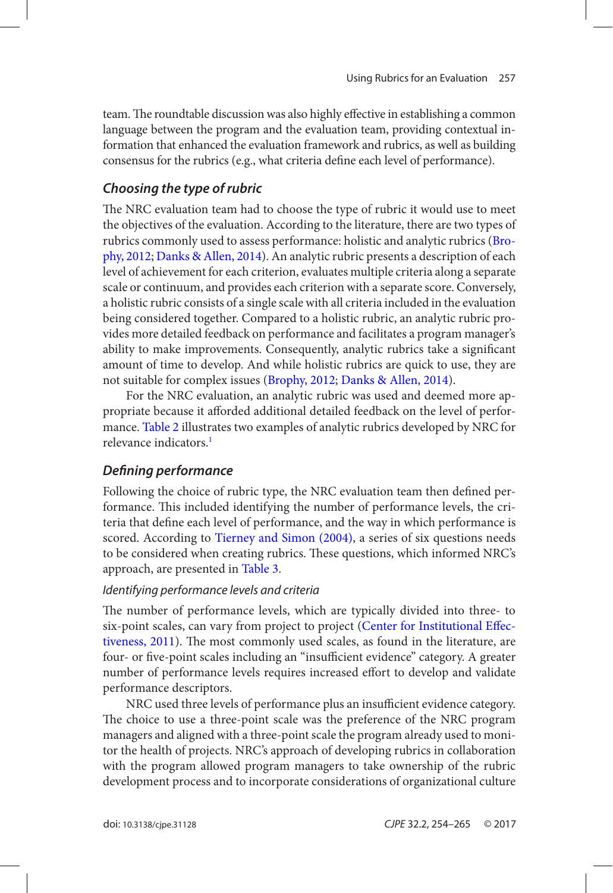team. The roundtable discussion was also highly effective in establishing a common language between the program and the evaluation team, providing contextual information that enhanced the evaluation framework and rubrics, as well as building consensus for the rubrics (e.g., what criteria define each level of performance).

### *Choosing the type of rubric*

The NRC evaluation team had to choose the type of rubric it would use to meet the objectives of the evaluation. According to the literature, there are two types of rubrics commonly used to assess performance: holistic and analytic rubrics (Brophy, 2012; Danks & Allen, 2014). An analytic rubric presents a description of each level of achievement for each criterion, evaluates multiple criteria along a separate scale or continuum, and provides each criterion with a separate score. Conversely, a holistic rubric consists of a single scale with all criteria included in the evaluation being considered together. Compared to a holistic rubric, an analytic rubric provides more detailed feedback on performance and facilitates a program manager's ability to make improvements. Consequently, analytic rubrics take a significant amount of time to develop. And while holistic rubrics are quick to use, they are not suitable for complex issues (Brophy, 2012; Danks & Allen, 2014).

For the NRC evaluation, an analytic rubric was used and deemed more appropriate because it afforded additional detailed feedback on the level of performance. Table 2 illustrates two examples of analytic rubrics developed by NRC for relevance indicators.[1]

### *Defining performance*

Following the choice of rubric type, the NRC evaluation team then defined performance. This included identifying the number of performance levels, the criteria that define each level of performance, and the way in which performance is scored. According to Tierney and Simon (2004), a series of six questions needs to be considered when creating rubrics. These questions, which informed NRC's approach, are presented in Table 3.

#### *Identifying performance levels and criteria*

The number of performance levels, which are typically divided into three- to six-point scales, can vary from project to project (Center for Institutional Effectiveness, 2011). The most commonly used scales, as found in the literature, are four- or five-point scales including an "insufficient evidence" category. A greater number of performance levels requires increased effort to develop and validate performance descriptors.

NRC used three levels of performance plus an insufficient evidence category. The choice to use a three-point scale was the preference of the NRC program managers and aligned with a three-point scale the program already used to monitor the health of projects. NRC's approach of developing rubrics in collaboration with the program allowed program managers to take ownership of the rubric development process and to incorporate considerations of organizational culture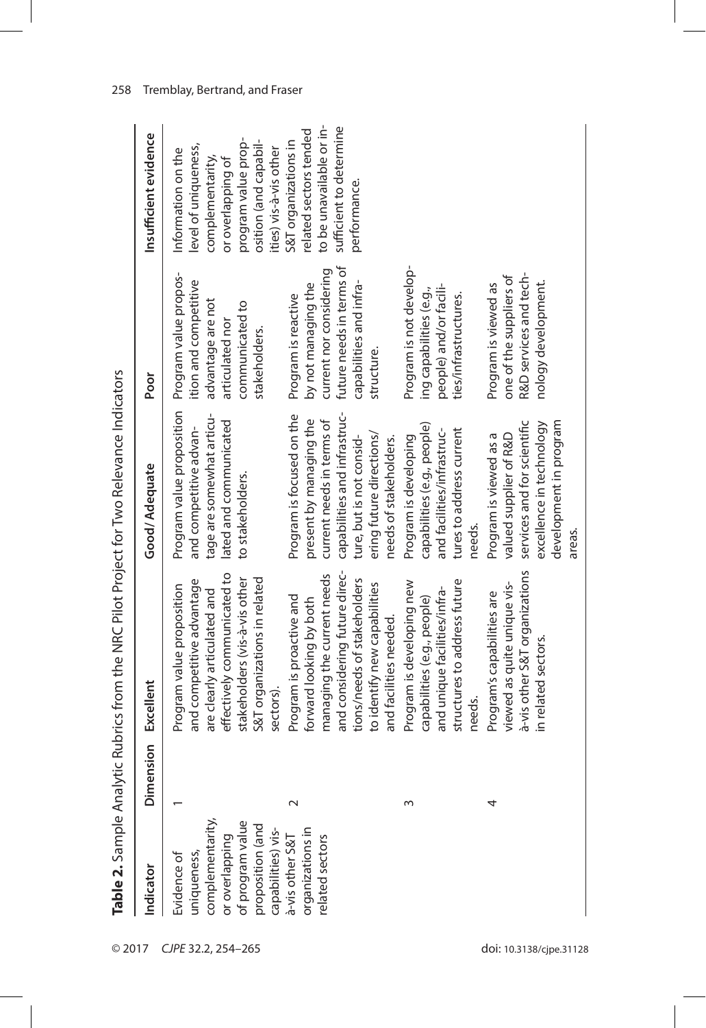**Table 2.** Sample Analytic Rubrics from the NRC Pilot Project for Two Relevance Indicators

| Indicator | Dimension | Excellent | Good/Adequate | Poor | Insufficient evidence |
|---|---|---|---|---|---|
| Evidence of uniqueness, complementarity, or overlapping of program value proposition (and capabilities) vis-à-vis other S&T organizations in related sectors | 1 | Program value proposition and competitive advantage are clearly articulated and effectively communicated to stakeholders (vis-à-vis other S&T organizations in related sectors). | Program value proposition and competitive advantage are somewhat articulated and communicated to stakeholders. | Program value proposition and competitive advantage are not articulated nor communicated to stakeholders. | Information on the level of uniqueness, complementarity, or overlapping of program value proposition (and capabilities) vis-à-vis other S&T organizations in related sectors tended to be unavailable or insufficient to determine performance. |
| | 2 | Program is proactive and forward looking by both managing the current needs and considering future directions/needs of stakeholders to identify new capabilities and facilities needed. | Program is focused on the present by managing the current needs in terms of capabilities and infrastructure, but is not considering future directions/needs of stakeholders. | Program is reactive by not managing the current nor considering future needs in terms of capabilities and infrastructure. | |
| | 3 | Program is developing new capabilities (e.g., people) and unique facilities/infrastructures to address future needs. | Program is developing capabilities (e.g., people) and facilities/infrastructures to address current needs. | Program is not developing capabilities (e.g., people) and/or facilities/infrastructures. | |
| | 4 | Program's capabilities are viewed as quite unique vis-à-vis other S&T organizations in related sectors. | Program is viewed as a valued supplier of R&D services and for scientific excellence in technology development in program areas. | Program is viewed as one of the suppliers of R&D services and technology development. | |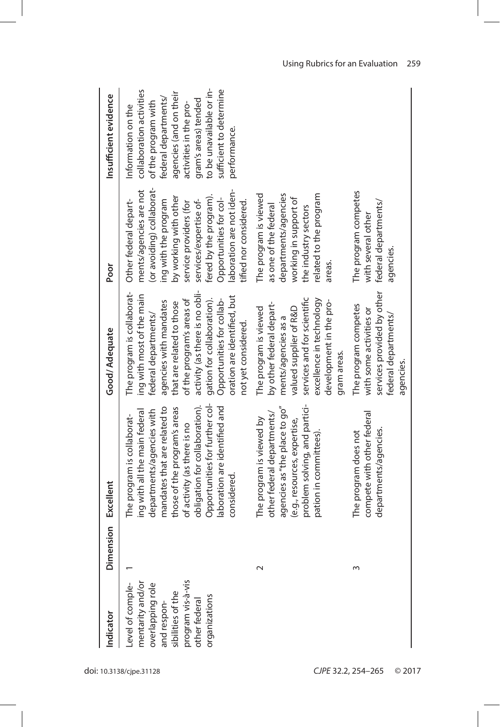| Indicator | Dimension | Excellent | Good/Adequate | Poor | Insufficient evidence |
|---|---|---|---|---|---|
| Level of complementarity and/or overlapping role and responsibilities of the program vis-à-vis other federal organizations | 1 | The program is collaborating with all the main federal departments/agencies with mandates that are related to those of the program's areas of activity (as there is no obligation for collaboration). Opportunities for further collaboration are identified and considered. | The program is collaborating with most of the main federal departments/agencies with mandates that are related to those of the program's areas of activity (as there is no obligation for collaboration). Opportunities for collaboration are identified, but not yet considered. | Other federal departments/agencies are not (or avoiding) collaborating with the program by working with other service providers (for services/expertise offered by the program). Opportunities for collaboration are not identified nor considered. | Information on the collaboration activities of the program with federal departments/agencies (and on their activities in the program's areas) tended to be unavailable or insufficient to determine performance. |
| | 2 | The program is viewed by other federal departments/agencies as "the place to go" (e.g., resources, expertise, problem solving, and participation in committees). | The program is viewed by other federal departments/agencies as a valued supplier of R&D services and for scientific excellence in technology development in the program areas. | The program is viewed as one of the federal departments/agencies working in support of the industry sectors related to the program areas. | |
| | 3 | The program does not compete with other federal departments/agencies. | The program competes with some activities or services provided by other federal departments/agencies. | The program competes with several other federal departments/agencies. | |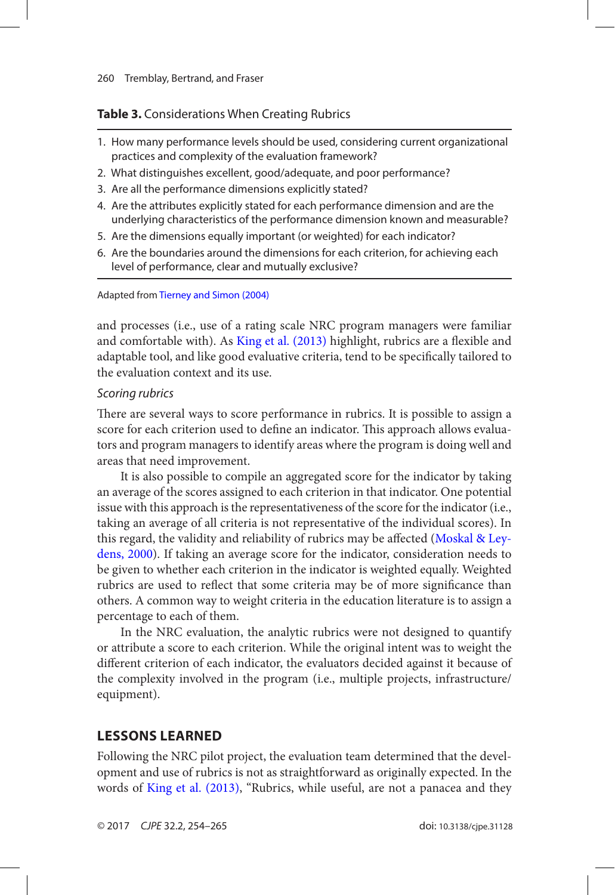**Table 3.** Considerations When Creating Rubrics

1. How many performance levels should be used, considering current organizational practices and complexity of the evaluation framework?
2. What distinguishes excellent, good/adequate, and poor performance?
3. Are all the performance dimensions explicitly stated?
4. Are the attributes explicitly stated for each performance dimension and are the underlying characteristics of the performance dimension known and measurable?
5. Are the dimensions equally important (or weighted) for each indicator?
6. Are the boundaries around the dimensions for each criterion, for achieving each level of performance, clear and mutually exclusive?

Adapted from Tierney and Simon (2004)

and processes (i.e., use of a rating scale NRC program managers were familiar and comfortable with). As King et al. (2013) highlight, rubrics are a flexible and adaptable tool, and like good evaluative criteria, tend to be specifically tailored to the evaluation context and its use.

*Scoring rubrics*

There are several ways to score performance in rubrics. It is possible to assign a score for each criterion used to define an indicator. This approach allows evaluators and program managers to identify areas where the program is doing well and areas that need improvement.

It is also possible to compile an aggregated score for the indicator by taking an average of the scores assigned to each criterion in that indicator. One potential issue with this approach is the representativeness of the score for the indicator (i.e., taking an average of all criteria is not representative of the individual scores). In this regard, the validity and reliability of rubrics may be affected (Moskal & Leydens, 2000). If taking an average score for the indicator, consideration needs to be given to whether each criterion in the indicator is weighted equally. Weighted rubrics are used to reflect that some criteria may be of more significance than others. A common way to weight criteria in the education literature is to assign a percentage to each of them.

In the NRC evaluation, the analytic rubrics were not designed to quantify or attribute a score to each criterion. While the original intent was to weight the different criterion of each indicator, the evaluators decided against it because of the complexity involved in the program (i.e., multiple projects, infrastructure/equipment).

## LESSONS LEARNED

Following the NRC pilot project, the evaluation team determined that the development and use of rubrics is not as straightforward as originally expected. In the words of King et al. (2013), "Rubrics, while useful, are not a panacea and they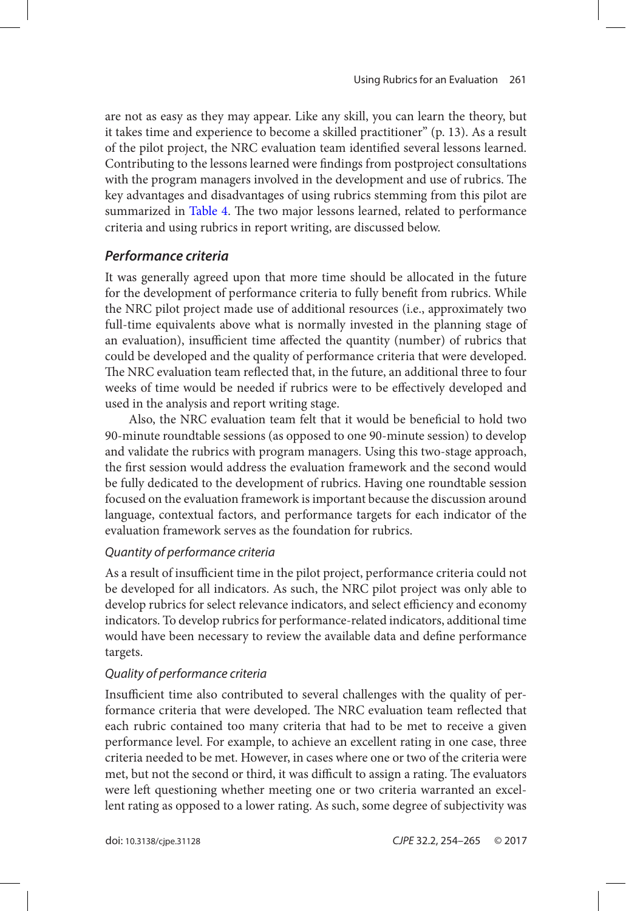are not as easy as they may appear. Like any skill, you can learn the theory, but it takes time and experience to become a skilled practitioner" (p. 13). As a result of the pilot project, the NRC evaluation team identified several lessons learned. Contributing to the lessons learned were findings from postproject consultations with the program managers involved in the development and use of rubrics. The key advantages and disadvantages of using rubrics stemming from this pilot are summarized in Table 4. The two major lessons learned, related to performance criteria and using rubrics in report writing, are discussed below.

### *Performance criteria*

It was generally agreed upon that more time should be allocated in the future for the development of performance criteria to fully benefit from rubrics. While the NRC pilot project made use of additional resources (i.e., approximately two full-time equivalents above what is normally invested in the planning stage of an evaluation), insufficient time affected the quantity (number) of rubrics that could be developed and the quality of performance criteria that were developed. The NRC evaluation team reflected that, in the future, an additional three to four weeks of time would be needed if rubrics were to be effectively developed and used in the analysis and report writing stage.

Also, the NRC evaluation team felt that it would be beneficial to hold two 90-minute roundtable sessions (as opposed to one 90-minute session) to develop and validate the rubrics with program managers. Using this two-stage approach, the first session would address the evaluation framework and the second would be fully dedicated to the development of rubrics. Having one roundtable session focused on the evaluation framework is important because the discussion around language, contextual factors, and performance targets for each indicator of the evaluation framework serves as the foundation for rubrics.

#### *Quantity of performance criteria*

As a result of insufficient time in the pilot project, performance criteria could not be developed for all indicators. As such, the NRC pilot project was only able to develop rubrics for select relevance indicators, and select efficiency and economy indicators. To develop rubrics for performance-related indicators, additional time would have been necessary to review the available data and define performance targets.

#### *Quality of performance criteria*

Insufficient time also contributed to several challenges with the quality of performance criteria that were developed. The NRC evaluation team reflected that each rubric contained too many criteria that had to be met to receive a given performance level. For example, to achieve an excellent rating in one case, three criteria needed to be met. However, in cases where one or two of the criteria were met, but not the second or third, it was difficult to assign a rating. The evaluators were left questioning whether meeting one or two criteria warranted an excellent rating as opposed to a lower rating. As such, some degree of subjectivity was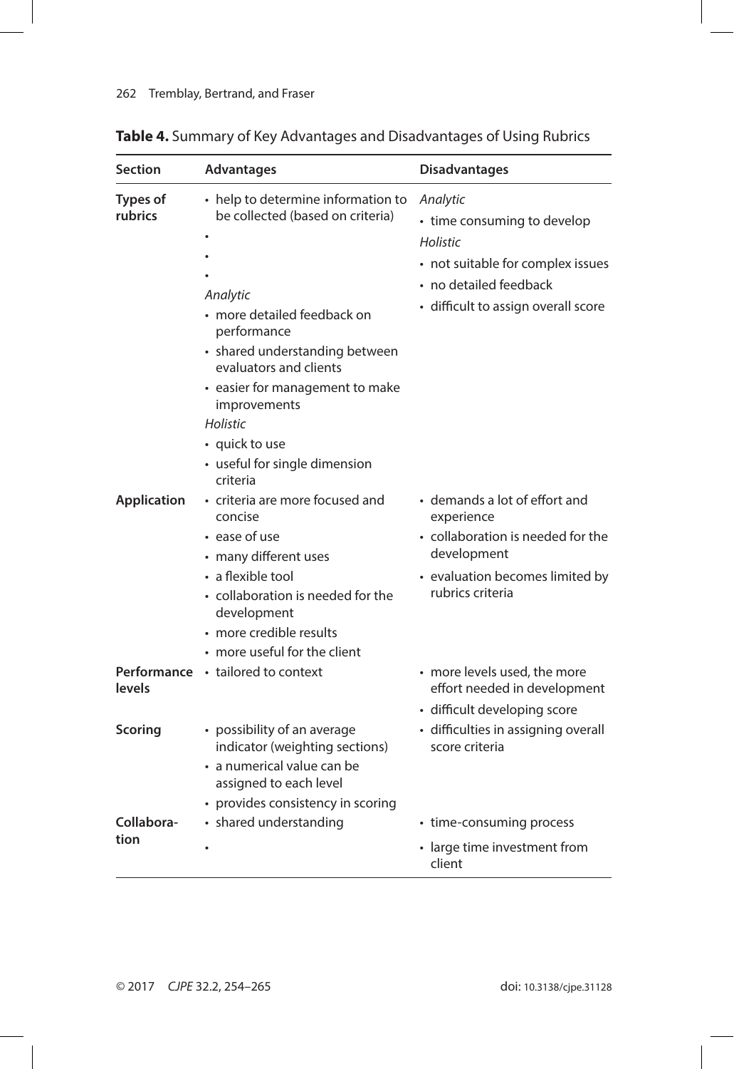**Table 4.** Summary of Key Advantages and Disadvantages of Using Rubrics

| Section | Advantages | Disadvantages |
|---|---|---|
| **Types of rubrics** | • help to determine information to be collected (based on criteria)<br>•<br>•<br>•<br>*Analytic*<br>• more detailed feedback on performance<br>• shared understanding between evaluators and clients<br>• easier for management to make improvements<br>*Holistic*<br>• quick to use<br>• useful for single dimension criteria | *Analytic*<br>• time consuming to develop<br>*Holistic*<br>• not suitable for complex issues<br>• no detailed feedback<br>• difficult to assign overall score |
| **Application** | • criteria are more focused and concise<br>• ease of use<br>• many different uses<br>• a flexible tool<br>• collaboration is needed for the development<br>• more credible results<br>• more useful for the client | • demands a lot of effort and experience<br>• collaboration is needed for the development<br>• evaluation becomes limited by rubrics criteria |
| **Performance levels** | • tailored to context | • more levels used, the more effort needed in development<br>• difficult developing score |
| **Scoring** | • possibility of an average indicator (weighting sections)<br>• a numerical value can be assigned to each level<br>• provides consistency in scoring | • difficulties in assigning overall score criteria |
| **Collaboration** | • shared understanding<br>• | • time-consuming process<br>• large time investment from client |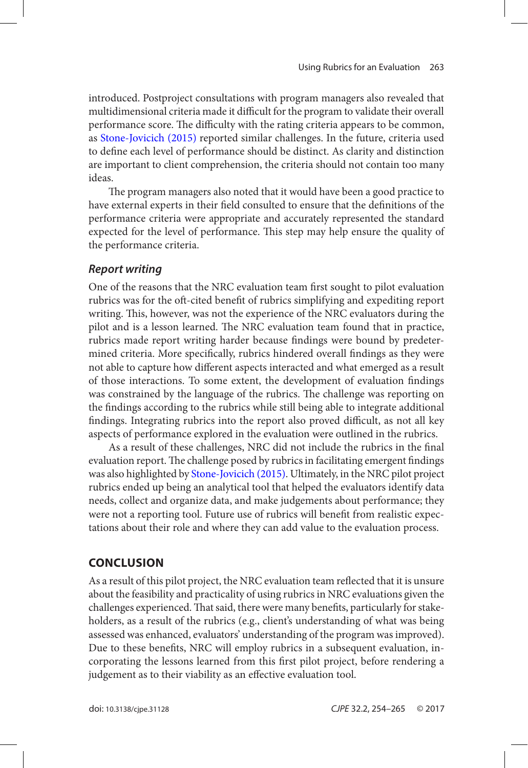introduced. Postproject consultations with program managers also revealed that multidimensional criteria made it difficult for the program to validate their overall performance score. The difficulty with the rating criteria appears to be common, as Stone-Jovicich (2015) reported similar challenges. In the future, criteria used to define each level of performance should be distinct. As clarity and distinction are important to client comprehension, the criteria should not contain too many ideas.

The program managers also noted that it would have been a good practice to have external experts in their field consulted to ensure that the definitions of the performance criteria were appropriate and accurately represented the standard expected for the level of performance. This step may help ensure the quality of the performance criteria.

### *Report writing*

One of the reasons that the NRC evaluation team first sought to pilot evaluation rubrics was for the oft-cited benefit of rubrics simplifying and expediting report writing. This, however, was not the experience of the NRC evaluators during the pilot and is a lesson learned. The NRC evaluation team found that in practice, rubrics made report writing harder because findings were bound by predetermined criteria. More specifically, rubrics hindered overall findings as they were not able to capture how different aspects interacted and what emerged as a result of those interactions. To some extent, the development of evaluation findings was constrained by the language of the rubrics. The challenge was reporting on the findings according to the rubrics while still being able to integrate additional findings. Integrating rubrics into the report also proved difficult, as not all key aspects of performance explored in the evaluation were outlined in the rubrics.

As a result of these challenges, NRC did not include the rubrics in the final evaluation report. The challenge posed by rubrics in facilitating emergent findings was also highlighted by Stone-Jovicich (2015). Ultimately, in the NRC pilot project rubrics ended up being an analytical tool that helped the evaluators identify data needs, collect and organize data, and make judgements about performance; they were not a reporting tool. Future use of rubrics will benefit from realistic expectations about their role and where they can add value to the evaluation process.

## CONCLUSION

As a result of this pilot project, the NRC evaluation team reflected that it is unsure about the feasibility and practicality of using rubrics in NRC evaluations given the challenges experienced. That said, there were many benefits, particularly for stakeholders, as a result of the rubrics (e.g., client's understanding of what was being assessed was enhanced, evaluators' understanding of the program was improved). Due to these benefits, NRC will employ rubrics in a subsequent evaluation, incorporating the lessons learned from this first pilot project, before rendering a judgement as to their viability as an effective evaluation tool.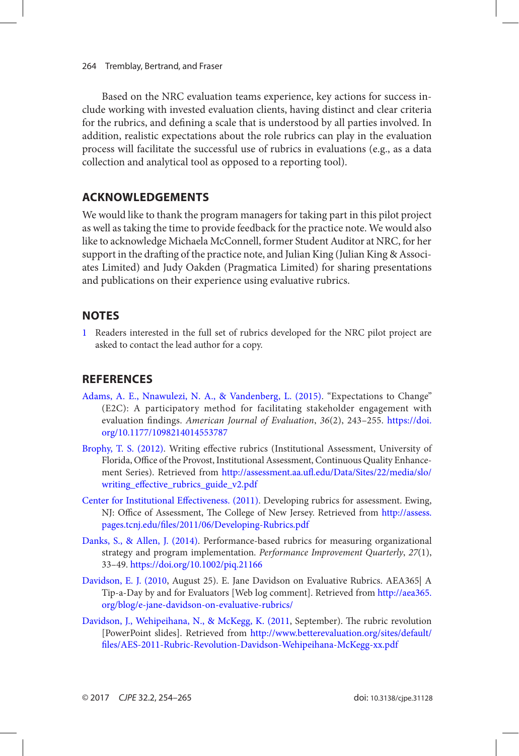Based on the NRC evaluation teams experience, key actions for success include working with invested evaluation clients, having distinct and clear criteria for the rubrics, and defining a scale that is understood by all parties involved. In addition, realistic expectations about the role rubrics can play in the evaluation process will facilitate the successful use of rubrics in evaluations (e.g., as a data collection and analytical tool as opposed to a reporting tool).

## ACKNOWLEDGEMENTS

We would like to thank the program managers for taking part in this pilot project as well as taking the time to provide feedback for the practice note. We would also like to acknowledge Michaela McConnell, former Student Auditor at NRC, for her support in the drafting of the practice note, and Julian King (Julian King & Associates Limited) and Judy Oakden (Pragmatica Limited) for sharing presentations and publications on their experience using evaluative rubrics.

## NOTES

1 Readers interested in the full set of rubrics developed for the NRC pilot project are asked to contact the lead author for a copy.

## REFERENCES

Adams, A. E., Nnawulezi, N. A., & Vandenberg, L. (2015). "Expectations to Change" (E2C): A participatory method for facilitating stakeholder engagement with evaluation findings. *American Journal of Evaluation*, *36*(2), 243–255. https://doi.org/10.1177/1098214014553787

Brophy, T. S. (2012). Writing effective rubrics (Institutional Assessment, University of Florida, Office of the Provost, Institutional Assessment, Continuous Quality Enhancement Series). Retrieved from http://assessment.aa.ufl.edu/Data/Sites/22/media/slo/writing_effective_rubrics_guide_v2.pdf

Center for Institutional Effectiveness. (2011). Developing rubrics for assessment. Ewing, NJ: Office of Assessment, The College of New Jersey. Retrieved from http://assess.pages.tcnj.edu/files/2011/06/Developing-Rubrics.pdf

Danks, S., & Allen, J. (2014). Performance-based rubrics for measuring organizational strategy and program implementation. *Performance Improvement Quarterly*, *27*(1), 33–49. https://doi.org/10.1002/piq.21166

Davidson, E. J. (2010, August 25). E. Jane Davidson on Evaluative Rubrics. AEA365| A Tip-a-Day by and for Evaluators [Web log comment]. Retrieved from http://aea365.org/blog/e-jane-davidson-on-evaluative-rubrics/

Davidson, J., Wehipeihana, N., & McKegg, K. (2011, September). The rubric revolution [PowerPoint slides]. Retrieved from http://www.betterevaluation.org/sites/default/files/AES-2011-Rubric-Revolution-Davidson-Wehipeihana-McKegg-xx.pdf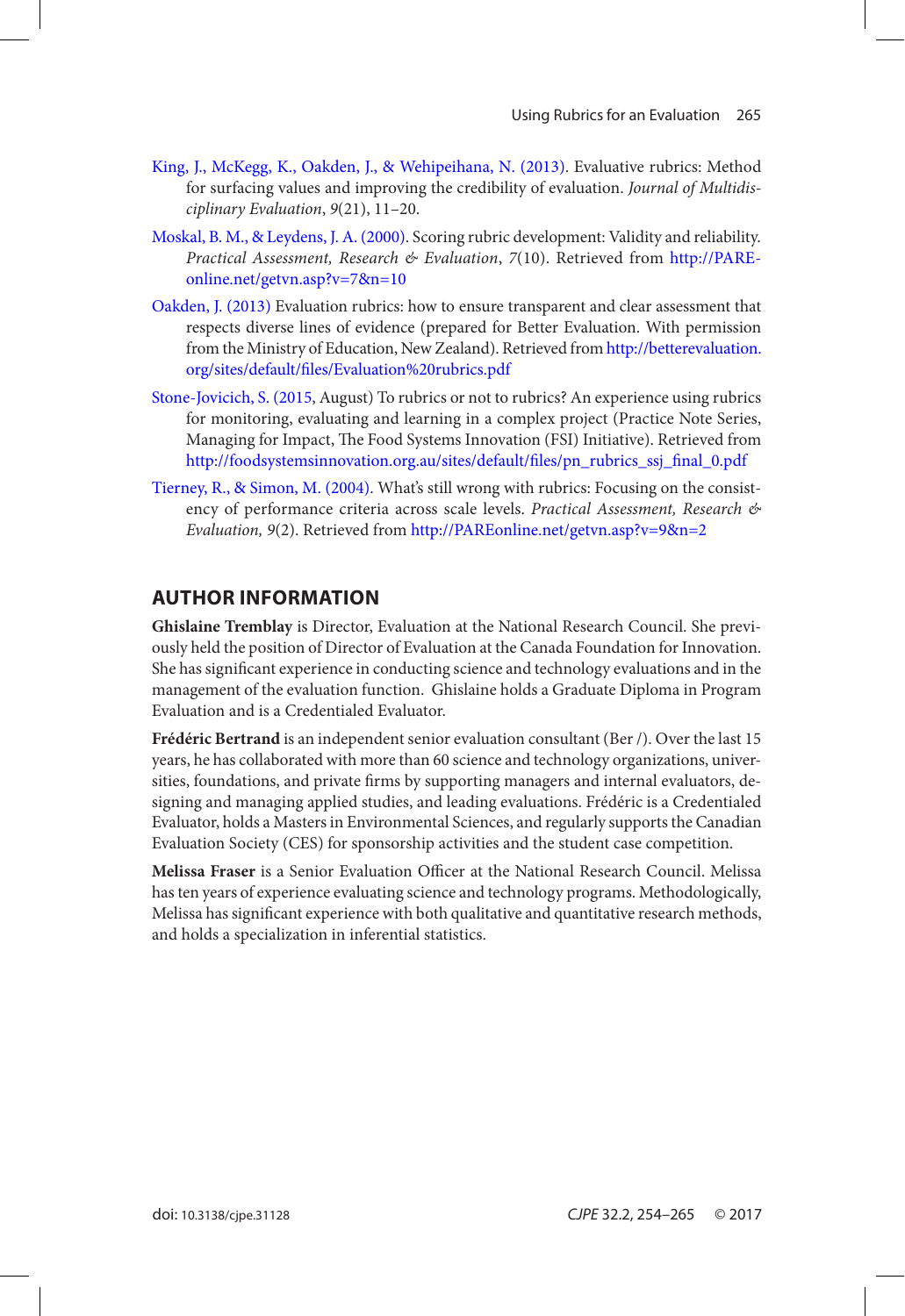King, J., McKegg, K., Oakden, J., & Wehipeihana, N. (2013). Evaluative rubrics: Method for surfacing values and improving the credibility of evaluation. *Journal of Multidisciplinary Evaluation*, *9*(21), 11–20.

Moskal, B. M., & Leydens, J. A. (2000). Scoring rubric development: Validity and reliability. *Practical Assessment, Research & Evaluation*, *7*(10). Retrieved from http://PAREonline.net/getvn.asp?v=7&n=10

Oakden, J. (2013) Evaluation rubrics: how to ensure transparent and clear assessment that respects diverse lines of evidence (prepared for Better Evaluation. With permission from the Ministry of Education, New Zealand). Retrieved from http://betterevaluation.org/sites/default/files/Evaluation%20rubrics.pdf

Stone-Jovicich, S. (2015, August) To rubrics or not to rubrics? An experience using rubrics for monitoring, evaluating and learning in a complex project (Practice Note Series, Managing for Impact, The Food Systems Innovation (FSI) Initiative). Retrieved from http://foodsystemsinnovation.org.au/sites/default/files/pn_rubrics_ssj_final_0.pdf

Tierney, R., & Simon, M. (2004). What's still wrong with rubrics: Focusing on the consistency of performance criteria across scale levels. *Practical Assessment, Research & Evaluation, 9*(2). Retrieved from http://PAREonline.net/getvn.asp?v=9&n=2

## AUTHOR INFORMATION

**Ghislaine Tremblay** is Director, Evaluation at the National Research Council. She previously held the position of Director of Evaluation at the Canada Foundation for Innovation. She has significant experience in conducting science and technology evaluations and in the management of the evaluation function. Ghislaine holds a Graduate Diploma in Program Evaluation and is a Credentialed Evaluator.

**Frédéric Bertrand** is an independent senior evaluation consultant (Ber /). Over the last 15 years, he has collaborated with more than 60 science and technology organizations, universities, foundations, and private firms by supporting managers and internal evaluators, designing and managing applied studies, and leading evaluations. Frédéric is a Credentialed Evaluator, holds a Masters in Environmental Sciences, and regularly supports the Canadian Evaluation Society (CES) for sponsorship activities and the student case competition.

**Melissa Fraser** is a Senior Evaluation Officer at the National Research Council. Melissa has ten years of experience evaluating science and technology programs. Methodologically, Melissa has significant experience with both qualitative and quantitative research methods, and holds a specialization in inferential statistics.